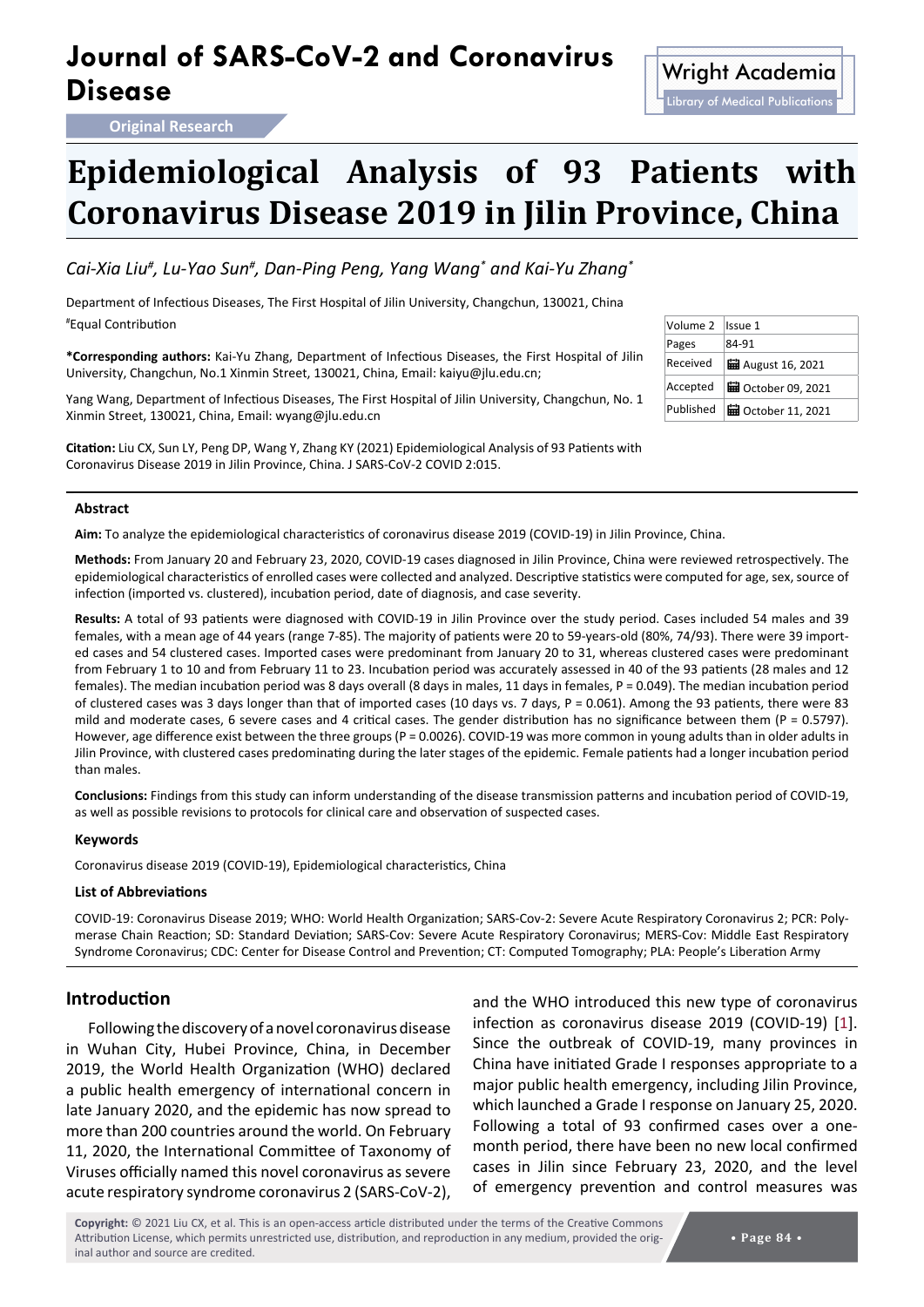# Journal of SARS-CoV-2 and Coronavirus Disease

Wright Academia
Library of Medical Publications

Original Research

# Epidemiological Analysis of 93 Patients with Coronavirus Disease 2019 in Jilin Province, China

*Cai-Xia Liu#, Lu-Yao Sun#, Dan-Ping Peng, Yang Wang* and Kai-Yu Zhang**

Department of Infectious Diseases, The First Hospital of Jilin University, Changchun, 130021, China

#Equal Contribution

**\*Corresponding authors:** Kai-Yu Zhang, Department of Infectious Diseases, the First Hospital of Jilin University, Changchun, No.1 Xinmin Street, 130021, China, Email: kaiyu@jlu.edu.cn;

Yang Wang, Department of Infectious Diseases, The First Hospital of Jilin University, Changchun, No. 1 Xinmin Street, 130021, China, Email: wyang@jlu.edu.cn

| | |
|---|---|
| Volume 2 | Issue 1 |
| Pages | 84-91 |
| Received | August 16, 2021 |
| Accepted | October 09, 2021 |
| Published | October 11, 2021 |

**Citation:** Liu CX, Sun LY, Peng DP, Wang Y, Zhang KY (2021) Epidemiological Analysis of 93 Patients with Coronavirus Disease 2019 in Jilin Province, China. J SARS-CoV-2 COVID 2:015.

### Abstract

**Aim:** To analyze the epidemiological characteristics of coronavirus disease 2019 (COVID-19) in Jilin Province, China.

**Methods:** From January 20 and February 23, 2020, COVID-19 cases diagnosed in Jilin Province, China were reviewed retrospectively. The epidemiological characteristics of enrolled cases were collected and analyzed. Descriptive statistics were computed for age, sex, source of infection (imported vs. clustered), incubation period, date of diagnosis, and case severity.

**Results:** A total of 93 patients were diagnosed with COVID-19 in Jilin Province over the study period. Cases included 54 males and 39 females, with a mean age of 44 years (range 7-85). The majority of patients were 20 to 59-years-old (80%, 74/93). There were 39 imported cases and 54 clustered cases. Imported cases were predominant from January 20 to 31, whereas clustered cases were predominant from February 1 to 10 and from February 11 to 23. Incubation period was accurately assessed in 40 of the 93 patients (28 males and 12 females). The median incubation period was 8 days overall (8 days in males, 11 days in females, $P = 0.049$). The median incubation period of clustered cases was 3 days longer than that of imported cases (10 days vs. 7 days, $P = 0.061$). Among the 93 patients, there were 83 mild and moderate cases, 6 severe cases and 4 critical cases. The gender distribution has no significance between them ($P = 0.5797$). However, age difference exist between the three groups ($P = 0.0026$). COVID-19 was more common in young adults than in older adults in Jilin Province, with clustered cases predominating during the later stages of the epidemic. Female patients had a longer incubation period than males.

**Conclusions:** Findings from this study can inform understanding of the disease transmission patterns and incubation period of COVID-19, as well as possible revisions to protocols for clinical care and observation of suspected cases.

### Keywords

Coronavirus disease 2019 (COVID-19), Epidemiological characteristics, China

### List of Abbreviations

COVID-19: Coronavirus Disease 2019; WHO: World Health Organization; SARS-Cov-2: Severe Acute Respiratory Coronavirus 2; PCR: Polymerase Chain Reaction; SD: Standard Deviation; SARS-Cov: Severe Acute Respiratory Coronavirus; MERS-Cov: Middle East Respiratory Syndrome Coronavirus; CDC: Center for Disease Control and Prevention; CT: Computed Tomography; PLA: People's Liberation Army

## Introduction

Following the discovery of a novel coronavirus disease in Wuhan City, Hubei Province, China, in December 2019, the World Health Organization (WHO) declared a public health emergency of international concern in late January 2020, and the epidemic has now spread to more than 200 countries around the world. On February 11, 2020, the International Committee of Taxonomy of Viruses officially named this novel coronavirus as severe acute respiratory syndrome coronavirus 2 (SARS-CoV-2), and the WHO introduced this new type of coronavirus infection as coronavirus disease 2019 (COVID-19) [1]. Since the outbreak of COVID-19, many provinces in China have initiated Grade I responses appropriate to a major public health emergency, including Jilin Province, which launched a Grade I response on January 25, 2020. Following a total of 93 confirmed cases over a one-month period, there have been no new local confirmed cases in Jilin since February 23, 2020, and the level of emergency prevention and control measures was

**Copyright:** © 2021 Liu CX, et al. This is an open-access article distributed under the terms of the Creative Commons Attribution License, which permits unrestricted use, distribution, and reproduction in any medium, provided the original author and source are credited.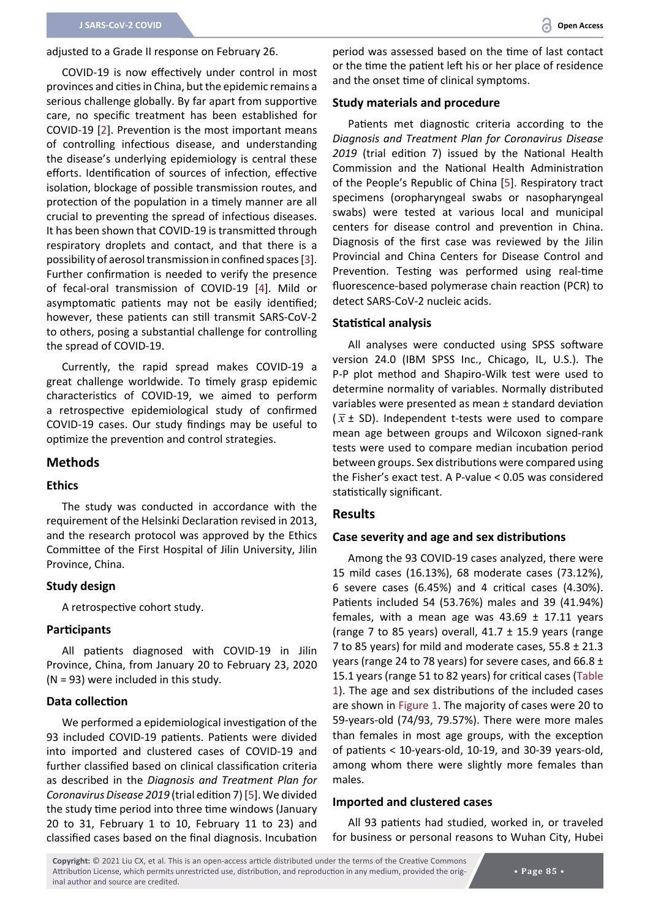adjusted to a Grade II response on February 26.

COVID-19 is now effectively under control in most provinces and cities in China, but the epidemic remains a serious challenge globally. By far apart from supportive care, no specific treatment has been established for COVID-19 [2]. Prevention is the most important means of controlling infectious disease, and understanding the disease's underlying epidemiology is central these efforts. Identification of sources of infection, effective isolation, blockage of possible transmission routes, and protection of the population in a timely manner are all crucial to preventing the spread of infectious diseases. It has been shown that COVID-19 is transmitted through respiratory droplets and contact, and that there is a possibility of aerosol transmission in confined spaces [3]. Further confirmation is needed to verify the presence of fecal-oral transmission of COVID-19 [4]. Mild or asymptomatic patients may not be easily identified; however, these patients can still transmit SARS-CoV-2 to others, posing a substantial challenge for controlling the spread of COVID-19.

Currently, the rapid spread makes COVID-19 a great challenge worldwide. To timely grasp epidemic characteristics of COVID-19, we aimed to perform a retrospective epidemiological study of confirmed COVID-19 cases. Our study findings may be useful to optimize the prevention and control strategies.

## Methods

### Ethics

The study was conducted in accordance with the requirement of the Helsinki Declaration revised in 2013, and the research protocol was approved by the Ethics Committee of the First Hospital of Jilin University, Jilin Province, China.

### Study design

A retrospective cohort study.

### Participants

All patients diagnosed with COVID-19 in Jilin Province, China, from January 20 to February 23, 2020 (N = 93) were included in this study.

### Data collection

We performed a epidemiological investigation of the 93 included COVID-19 patients. Patients were divided into imported and clustered cases of COVID-19 and further classified based on clinical classification criteria as described in the *Diagnosis and Treatment Plan for Coronavirus Disease 2019* (trial edition 7) [5]. We divided the study time period into three time windows (January 20 to 31, February 1 to 10, February 11 to 23) and classified cases based on the final diagnosis. Incubation period was assessed based on the time of last contact or the time the patient left his or her place of residence and the onset time of clinical symptoms.

### Study materials and procedure

Patients met diagnostic criteria according to the *Diagnosis and Treatment Plan for Coronavirus Disease 2019* (trial edition 7) issued by the National Health Commission and the National Health Administration of the People's Republic of China [5]. Respiratory tract specimens (oropharyngeal swabs or nasopharyngeal swabs) were tested at various local and municipal centers for disease control and prevention in China. Diagnosis of the first case was reviewed by the Jilin Provincial and China Centers for Disease Control and Prevention. Testing was performed using real-time fluorescence-based polymerase chain reaction (PCR) to detect SARS-CoV-2 nucleic acids.

### Statistical analysis

All analyses were conducted using SPSS software version 24.0 (IBM SPSS Inc., Chicago, IL, U.S.). The P-P plot method and Shapiro-Wilk test were used to determine normality of variables. Normally distributed variables were presented as mean ± standard deviation ($\bar{x}$ ± SD). Independent t-tests were used to compare mean age between groups and Wilcoxon signed-rank tests were used to compare median incubation period between groups. Sex distributions were compared using the Fisher's exact test. A P-value < 0.05 was considered statistically significant.

## Results

### Case severity and age and sex distributions

Among the 93 COVID-19 cases analyzed, there were 15 mild cases (16.13%), 68 moderate cases (73.12%), 6 severe cases (6.45%) and 4 critical cases (4.30%). Patients included 54 (53.76%) males and 39 (41.94%) females, with a mean age was 43.69 ± 17.11 years (range 7 to 85 years) overall, 41.7 ± 15.9 years (range 7 to 85 years) for mild and moderate cases, 55.8 ± 21.3 years (range 24 to 78 years) for severe cases, and 66.8 ± 15.1 years (range 51 to 82 years) for critical cases (Table 1). The age and sex distributions of the included cases are shown in Figure 1. The majority of cases were 20 to 59-years-old (74/93, 79.57%). There were more males than females in most age groups, with the exception of patients < 10-years-old, 10-19, and 30-39 years-old, among whom there were slightly more females than males.

### Imported and clustered cases

All 93 patients had studied, worked in, or traveled for business or personal reasons to Wuhan City, Hubei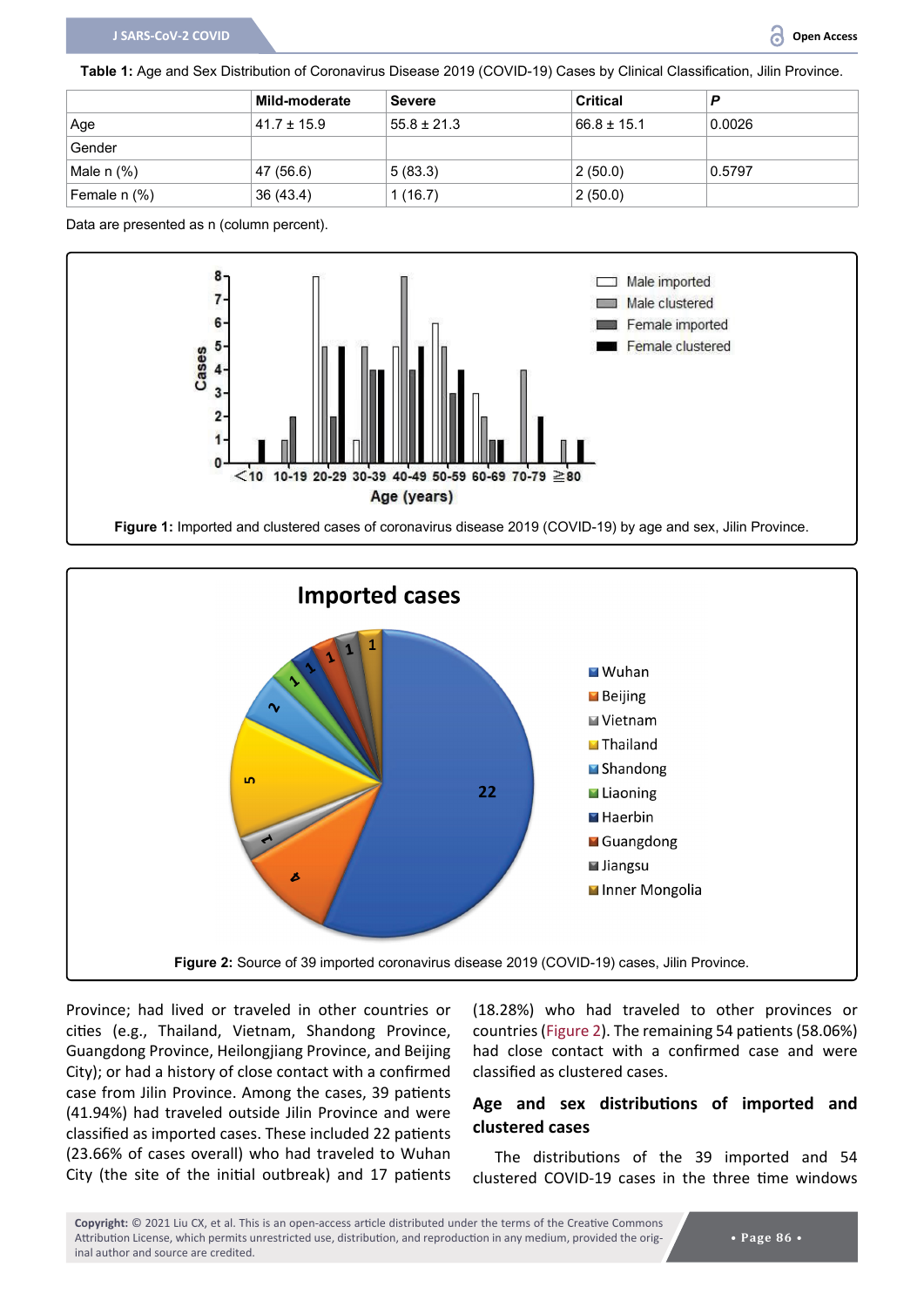Table 1: Age and Sex Distribution of Coronavirus Disease 2019 (COVID-19) Cases by Clinical Classification, Jilin Province.

| | Mild-moderate | Severe | Critical | *P* |
|---|---|---|---|---|
| Age | 41.7 ± 15.9 | 55.8 ± 21.3 | 66.8 ± 15.1 | 0.0026 |
| Gender | | | | |
| Male n (%) | 47 (56.6) | 5 (83.3) | 2 (50.0) | 0.5797 |
| Female n (%) | 36 (43.4) | 1 (16.7) | 2 (50.0) | |

Data are presented as n (column percent).

Cases
0
1
2
3
4
5
6
7
8
<10 10-19 20-29 30-39 40-49 50-59 60-69 70-79 ≥80
Age (years)
Male imported
Male clustered
Female imported
Female clustered

**Figure 1:** Imported and clustered cases of coronavirus disease 2019 (COVID-19) by age and sex, Jilin Province.

Imported cases
22
4
1
5
2
1
1
1
1
1
Wuhan
Beijing
Vietnam
Thailand
Shandong
Liaoning
Haerbin
Guangdong
Jiangsu
Inner Mongolia

**Figure 2:** Source of 39 imported coronavirus disease 2019 (COVID-19) cases, Jilin Province.

Province; had lived or traveled in other countries or cities (e.g., Thailand, Vietnam, Shandong Province, Guangdong Province, Heilongjiang Province, and Beijing City); or had a history of close contact with a confirmed case from Jilin Province. Among the cases, 39 patients (41.94%) had traveled outside Jilin Province and were classified as imported cases. These included 22 patients (23.66% of cases overall) who had traveled to Wuhan City (the site of the initial outbreak) and 17 patients (18.28%) who had traveled to other provinces or countries (Figure 2). The remaining 54 patients (58.06%) had close contact with a confirmed case and were classified as clustered cases.

## Age and sex distributions of imported and clustered cases

The distributions of the 39 imported and 54 clustered COVID-19 cases in the three time windows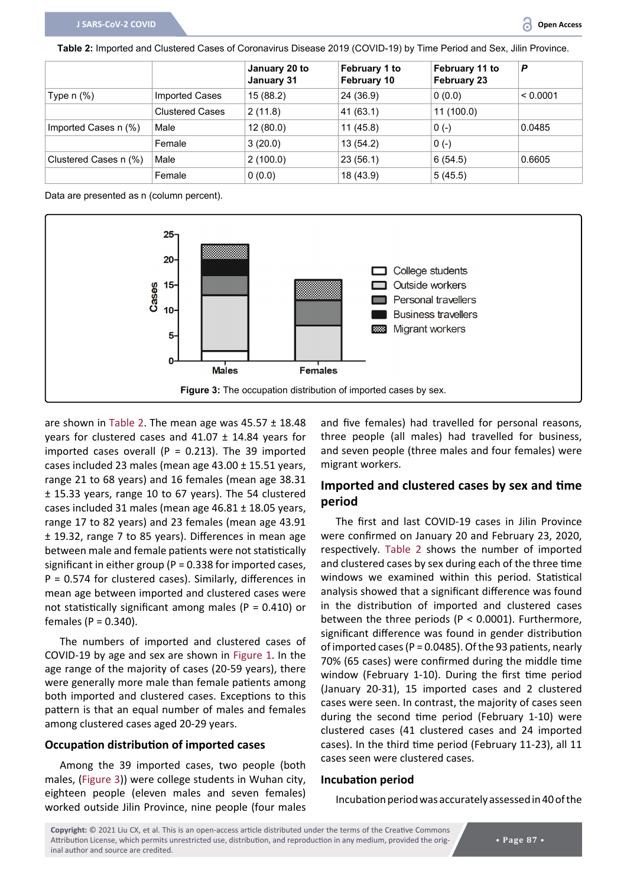**Table 2:** Imported and Clustered Cases of Coronavirus Disease 2019 (COVID-19) by Time Period and Sex, Jilin Province.

| | | January 20 to January 31 | February 1 to February 10 | February 11 to February 23 | *P* |
|---|---|---|---|---|---|
| Type n (%) | Imported Cases | 15 (88.2) | 24 (36.9) | 0 (0.0) | < 0.0001 |
| | Clustered Cases | 2 (11.8) | 41 (63.1) | 11 (100.0) | |
| Imported Cases n (%) | Male | 12 (80.0) | 11 (45.8) | 0 (-) | 0.0485 |
| | Female | 3 (20.0) | 13 (54.2) | 0 (-) | |
| Clustered Cases n (%) | Male | 2 (100.0) | 23 (56.1) | 6 (54.5) | 0.6605 |
| | Female | 0 (0.0) | 18 (43.9) | 5 (45.5) | |

Data are presented as n (column percent).

Cases
25
20
15
10
5
0
Males
Females
College students
Outside workers
Personal travellers
Business travellers
Migrant workers

**Figure 3:** The occupation distribution of imported cases by sex.

are shown in Table 2. The mean age was 45.57 ± 18.48 years for clustered cases and 41.07 ± 14.84 years for imported cases overall (P = 0.213). The 39 imported cases included 23 males (mean age 43.00 ± 15.51 years, range 21 to 68 years) and 16 females (mean age 38.31 ± 15.33 years, range 10 to 67 years). The 54 clustered cases included 31 males (mean age 46.81 ± 18.05 years, range 17 to 82 years) and 23 females (mean age 43.91 ± 19.32, range 7 to 85 years). Differences in mean age between male and female patients were not statistically significant in either group (P = 0.338 for imported cases, P = 0.574 for clustered cases). Similarly, differences in mean age between imported and clustered cases were not statistically significant among males (P = 0.410) or females (P = 0.340).

The numbers of imported and clustered cases of COVID-19 by age and sex are shown in Figure 1. In the age range of the majority of cases (20-59 years), there were generally more male than female patients among both imported and clustered cases. Exceptions to this pattern is that an equal number of males and females among clustered cases aged 20-29 years.

### Occupation distribution of imported cases

Among the 39 imported cases, two people (both males, (Figure 3)) were college students in Wuhan city, eighteen people (eleven males and seven females) worked outside Jilin Province, nine people (four males and five females) had travelled for personal reasons, three people (all males) had travelled for business, and seven people (three males and four females) were migrant workers.

### Imported and clustered cases by sex and time period

The first and last COVID-19 cases in Jilin Province were confirmed on January 20 and February 23, 2020, respectively. Table 2 shows the number of imported and clustered cases by sex during each of the three time windows we examined within this period. Statistical analysis showed that a significant difference was found in the distribution of imported and clustered cases between the three periods (P < 0.0001). Furthermore, significant difference was found in gender distribution of imported cases (P = 0.0485). Of the 93 patients, nearly 70% (65 cases) were confirmed during the middle time window (February 1-10). During the first time period (January 20-31), 15 imported cases and 2 clustered cases were seen. In contrast, the majority of cases seen during the second time period (February 1-10) were clustered cases (41 clustered cases and 24 imported cases). In the third time period (February 11-23), all 11 cases seen were clustered cases.

### Incubation period

Incubation period was accurately assessed in 40 of the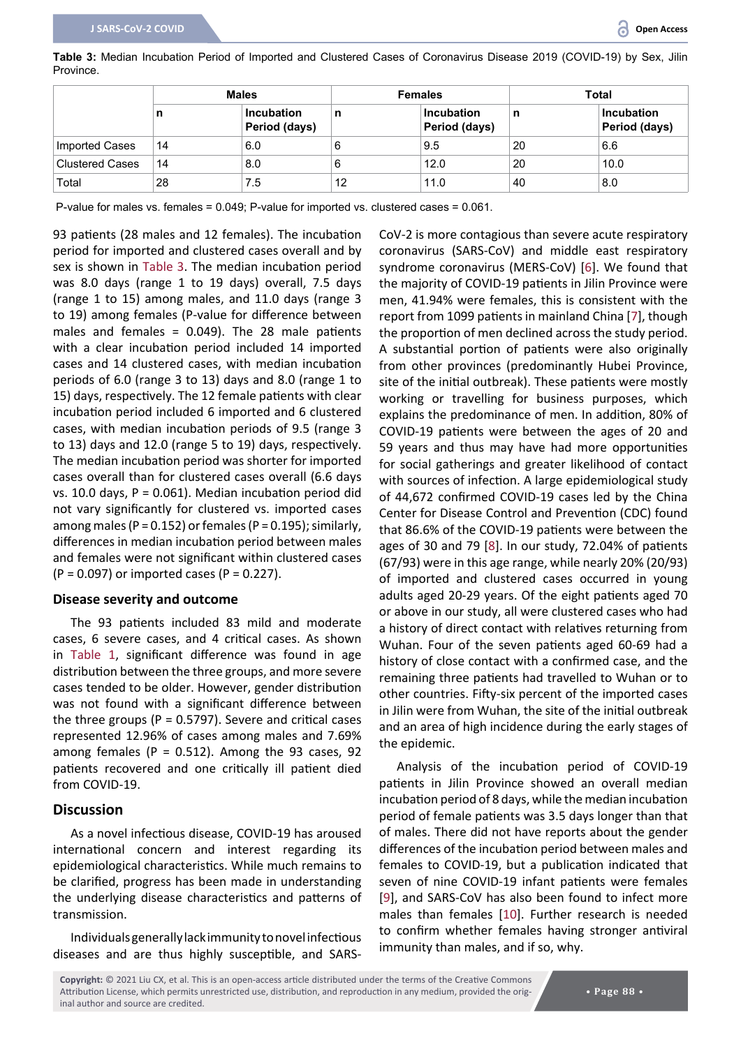**Table 3:** Median Incubation Period of Imported and Clustered Cases of Coronavirus Disease 2019 (COVID-19) by Sex, Jilin Province.

| | Males | | Females | | Total | |
|---|---|---|---|---|---|---|
| | n | Incubation Period (days) | n | Incubation Period (days) | n | Incubation Period (days) |
| Imported Cases | 14 | 6.0 | 6 | 9.5 | 20 | 6.6 |
| Clustered Cases | 14 | 8.0 | 6 | 12.0 | 20 | 10.0 |
| Total | 28 | 7.5 | 12 | 11.0 | 40 | 8.0 |

P-value for males vs. females = 0.049; P-value for imported vs. clustered cases = 0.061.

93 patients (28 males and 12 females). The incubation period for imported and clustered cases overall and by sex is shown in Table 3. The median incubation period was 8.0 days (range 1 to 19 days) overall, 7.5 days (range 1 to 15) among males, and 11.0 days (range 3 to 19) among females (P-value for difference between males and females = 0.049). The 28 male patients with a clear incubation period included 14 imported cases and 14 clustered cases, with median incubation periods of 6.0 (range 3 to 13) days and 8.0 (range 1 to 15) days, respectively. The 12 female patients with clear incubation period included 6 imported and 6 clustered cases, with median incubation periods of 9.5 (range 3 to 13) days and 12.0 (range 5 to 19) days, respectively. The median incubation period was shorter for imported cases overall than for clustered cases overall (6.6 days vs. 10.0 days, P = 0.061). Median incubation period did not vary significantly for clustered vs. imported cases among males (P = 0.152) or females (P = 0.195); similarly, differences in median incubation period between males and females were not significant within clustered cases (P = 0.097) or imported cases (P = 0.227).

### Disease severity and outcome

The 93 patients included 83 mild and moderate cases, 6 severe cases, and 4 critical cases. As shown in Table 1, significant difference was found in age distribution between the three groups, and more severe cases tended to be older. However, gender distribution was not found with a significant difference between the three groups (P = 0.5797). Severe and critical cases represented 12.96% of cases among males and 7.69% among females (P = 0.512). Among the 93 cases, 92 patients recovered and one critically ill patient died from COVID-19.

## Discussion

As a novel infectious disease, COVID-19 has aroused international concern and interest regarding its epidemiological characteristics. While much remains to be clarified, progress has been made in understanding the underlying disease characteristics and patterns of transmission.

Individuals generally lack immunity to novel infectious diseases and are thus highly susceptible, and SARS-CoV-2 is more contagious than severe acute respiratory coronavirus (SARS-CoV) and middle east respiratory syndrome coronavirus (MERS-CoV) [6]. We found that the majority of COVID-19 patients in Jilin Province were men, 41.94% were females, this is consistent with the report from 1099 patients in mainland China [7], though the proportion of men declined across the study period. A substantial portion of patients were also originally from other provinces (predominantly Hubei Province, site of the initial outbreak). These patients were mostly working or travelling for business purposes, which explains the predominance of men. In addition, 80% of COVID-19 patients were between the ages of 20 and 59 years and thus may have had more opportunities for social gatherings and greater likelihood of contact with sources of infection. A large epidemiological study of 44,672 confirmed COVID-19 cases led by the China Center for Disease Control and Prevention (CDC) found that 86.6% of the COVID-19 patients were between the ages of 30 and 79 [8]. In our study, 72.04% of patients (67/93) were in this age range, while nearly 20% (20/93) of imported and clustered cases occurred in young adults aged 20-29 years. Of the eight patients aged 70 or above in our study, all were clustered cases who had a history of direct contact with relatives returning from Wuhan. Four of the seven patients aged 60-69 had a history of close contact with a confirmed case, and the remaining three patients had travelled to Wuhan or to other countries. Fifty-six percent of the imported cases in Jilin were from Wuhan, the site of the initial outbreak and an area of high incidence during the early stages of the epidemic.

Analysis of the incubation period of COVID-19 patients in Jilin Province showed an overall median incubation period of 8 days, while the median incubation period of female patients was 3.5 days longer than that of males. There did not have reports about the gender differences of the incubation period between males and females to COVID-19, but a publication indicated that seven of nine COVID-19 infant patients were females [9], and SARS-CoV has also been found to infect more males than females [10]. Further research is needed to confirm whether females having stronger antiviral immunity than males, and if so, why.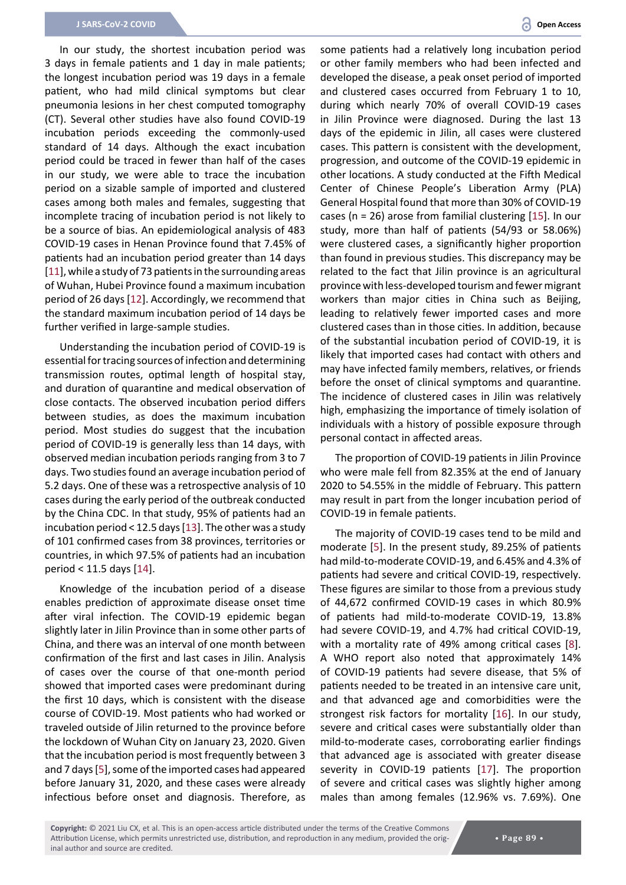In our study, the shortest incubation period was 3 days in female patients and 1 day in male patients; the longest incubation period was 19 days in a female patient, who had mild clinical symptoms but clear pneumonia lesions in her chest computed tomography (CT). Several other studies have also found COVID-19 incubation periods exceeding the commonly-used standard of 14 days. Although the exact incubation period could be traced in fewer than half of the cases in our study, we were able to trace the incubation period on a sizable sample of imported and clustered cases among both males and females, suggesting that incomplete tracing of incubation period is not likely to be a source of bias. An epidemiological analysis of 483 COVID-19 cases in Henan Province found that 7.45% of patients had an incubation period greater than 14 days [11], while a study of 73 patients in the surrounding areas of Wuhan, Hubei Province found a maximum incubation period of 26 days [12]. Accordingly, we recommend that the standard maximum incubation period of 14 days be further verified in large-sample studies.

Understanding the incubation period of COVID-19 is essential for tracing sources of infection and determining transmission routes, optimal length of hospital stay, and duration of quarantine and medical observation of close contacts. The observed incubation period differs between studies, as does the maximum incubation period. Most studies do suggest that the incubation period of COVID-19 is generally less than 14 days, with observed median incubation periods ranging from 3 to 7 days. Two studies found an average incubation period of 5.2 days. One of these was a retrospective analysis of 10 cases during the early period of the outbreak conducted by the China CDC. In that study, 95% of patients had an incubation period < 12.5 days [13]. The other was a study of 101 confirmed cases from 38 provinces, territories or countries, in which 97.5% of patients had an incubation period < 11.5 days [14].

Knowledge of the incubation period of a disease enables prediction of approximate disease onset time after viral infection. The COVID-19 epidemic began slightly later in Jilin Province than in some other parts of China, and there was an interval of one month between confirmation of the first and last cases in Jilin. Analysis of cases over the course of that one-month period showed that imported cases were predominant during the first 10 days, which is consistent with the disease course of COVID-19. Most patients who had worked or traveled outside of Jilin returned to the province before the lockdown of Wuhan City on January 23, 2020. Given that the incubation period is most frequently between 3 and 7 days [5], some of the imported cases had appeared before January 31, 2020, and these cases were already infectious before onset and diagnosis. Therefore, as some patients had a relatively long incubation period or other family members who had been infected and developed the disease, a peak onset period of imported and clustered cases occurred from February 1 to 10, during which nearly 70% of overall COVID-19 cases in Jilin Province were diagnosed. During the last 13 days of the epidemic in Jilin, all cases were clustered cases. This pattern is consistent with the development, progression, and outcome of the COVID-19 epidemic in other locations. A study conducted at the Fifth Medical Center of Chinese People's Liberation Army (PLA) General Hospital found that more than 30% of COVID-19 cases (n = 26) arose from familial clustering [15]. In our study, more than half of patients (54/93 or 58.06%) were clustered cases, a significantly higher proportion than found in previous studies. This discrepancy may be related to the fact that Jilin province is an agricultural province with less-developed tourism and fewer migrant workers than major cities in China such as Beijing, leading to relatively fewer imported cases and more clustered cases than in those cities. In addition, because of the substantial incubation period of COVID-19, it is likely that imported cases had contact with others and may have infected family members, relatives, or friends before the onset of clinical symptoms and quarantine. The incidence of clustered cases in Jilin was relatively high, emphasizing the importance of timely isolation of individuals with a history of possible exposure through personal contact in affected areas.

The proportion of COVID-19 patients in Jilin Province who were male fell from 82.35% at the end of January 2020 to 54.55% in the middle of February. This pattern may result in part from the longer incubation period of COVID-19 in female patients.

The majority of COVID-19 cases tend to be mild and moderate [5]. In the present study, 89.25% of patients had mild-to-moderate COVID-19, and 6.45% and 4.3% of patients had severe and critical COVID-19, respectively. These figures are similar to those from a previous study of 44,672 confirmed COVID-19 cases in which 80.9% of patients had mild-to-moderate COVID-19, 13.8% had severe COVID-19, and 4.7% had critical COVID-19, with a mortality rate of 49% among critical cases [8]. A WHO report also noted that approximately 14% of COVID-19 patients had severe disease, that 5% of patients needed to be treated in an intensive care unit, and that advanced age and comorbidities were the strongest risk factors for mortality [16]. In our study, severe and critical cases were substantially older than mild-to-moderate cases, corroborating earlier findings that advanced age is associated with greater disease severity in COVID-19 patients [17]. The proportion of severe and critical cases was slightly higher among males than among females (12.96% vs. 7.69%). One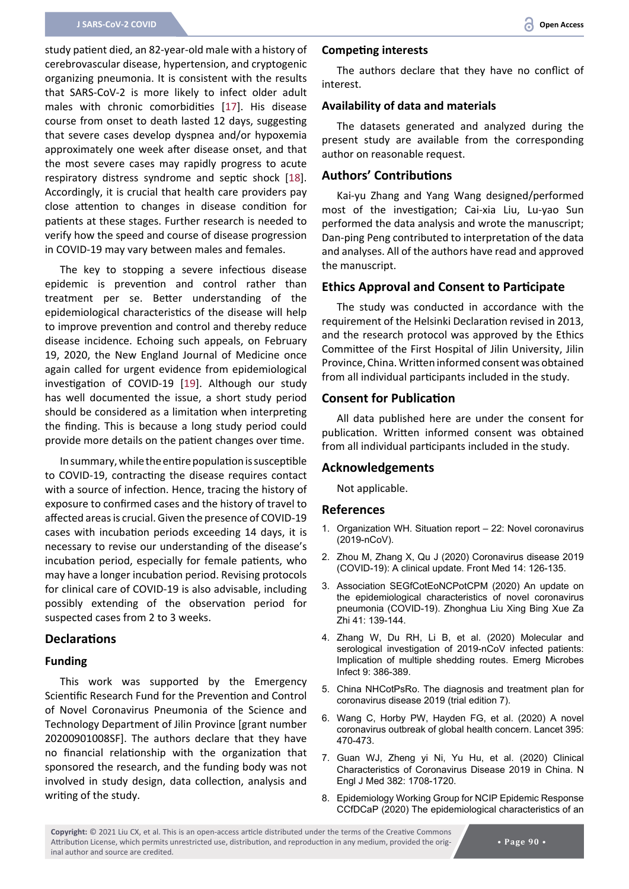study patient died, an 82-year-old male with a history of cerebrovascular disease, hypertension, and cryptogenic organizing pneumonia. It is consistent with the results that SARS-CoV-2 is more likely to infect older adult males with chronic comorbidities [17]. His disease course from onset to death lasted 12 days, suggesting that severe cases develop dyspnea and/or hypoxemia approximately one week after disease onset, and that the most severe cases may rapidly progress to acute respiratory distress syndrome and septic shock [18]. Accordingly, it is crucial that health care providers pay close attention to changes in disease condition for patients at these stages. Further research is needed to verify how the speed and course of disease progression in COVID-19 may vary between males and females.

The key to stopping a severe infectious disease epidemic is prevention and control rather than treatment per se. Better understanding of the epidemiological characteristics of the disease will help to improve prevention and control and thereby reduce disease incidence. Echoing such appeals, on February 19, 2020, the New England Journal of Medicine once again called for urgent evidence from epidemiological investigation of COVID-19 [19]. Although our study has well documented the issue, a short study period should be considered as a limitation when interpreting the finding. This is because a long study period could provide more details on the patient changes over time.

In summary, while the entire population is susceptible to COVID-19, contracting the disease requires contact with a source of infection. Hence, tracing the history of exposure to confirmed cases and the history of travel to affected areas is crucial. Given the presence of COVID-19 cases with incubation periods exceeding 14 days, it is necessary to revise our understanding of the disease's incubation period, especially for female patients, who may have a longer incubation period. Revising protocols for clinical care of COVID-19 is also advisable, including possibly extending of the observation period for suspected cases from 2 to 3 weeks.

## Declarations

### Funding

This work was supported by the Emergency Scientific Research Fund for the Prevention and Control of Novel Coronavirus Pneumonia of the Science and Technology Department of Jilin Province [grant number 20200901008SF]. The authors declare that they have no financial relationship with the organization that sponsored the research, and the funding body was not involved in study design, data collection, analysis and writing of the study.

### Competing interests

The authors declare that they have no conflict of interest.

### Availability of data and materials

The datasets generated and analyzed during the present study are available from the corresponding author on reasonable request.

## Authors' Contributions

Kai-yu Zhang and Yang Wang designed/performed most of the investigation; Cai-xia Liu, Lu-yao Sun performed the data analysis and wrote the manuscript; Dan-ping Peng contributed to interpretation of the data and analyses. All of the authors have read and approved the manuscript.

## Ethics Approval and Consent to Participate

The study was conducted in accordance with the requirement of the Helsinki Declaration revised in 2013, and the research protocol was approved by the Ethics Committee of the First Hospital of Jilin University, Jilin Province, China. Written informed consent was obtained from all individual participants included in the study.

## Consent for Publication

All data published here are under the consent for publication. Written informed consent was obtained from all individual participants included in the study.

## Acknowledgements

Not applicable.

## References

1. Organization WH. Situation report – 22: Novel coronavirus (2019-nCoV).
2. Zhou M, Zhang X, Qu J (2020) Coronavirus disease 2019 (COVID-19): A clinical update. Front Med 14: 126-135.
3. Association SEGfCotEoNCPotCPM (2020) An update on the epidemiological characteristics of novel coronavirus pneumonia (COVID-19). Zhonghua Liu Xing Bing Xue Za Zhi 41: 139-144.
4. Zhang W, Du RH, Li B, et al. (2020) Molecular and serological investigation of 2019-nCoV infected patients: Implication of multiple shedding routes. Emerg Microbes Infect 9: 386-389.
5. China NHCotPsRo. The diagnosis and treatment plan for coronavirus disease 2019 (trial edition 7).
6. Wang C, Horby PW, Hayden FG, et al. (2020) A novel coronavirus outbreak of global health concern. Lancet 395: 470-473.
7. Guan WJ, Zheng yi Ni, Yu Hu, et al. (2020) Clinical Characteristics of Coronavirus Disease 2019 in China. N Engl J Med 382: 1708-1720.
8. Epidemiology Working Group for NCIP Epidemic Response CCfDCaP (2020) The epidemiological characteristics of an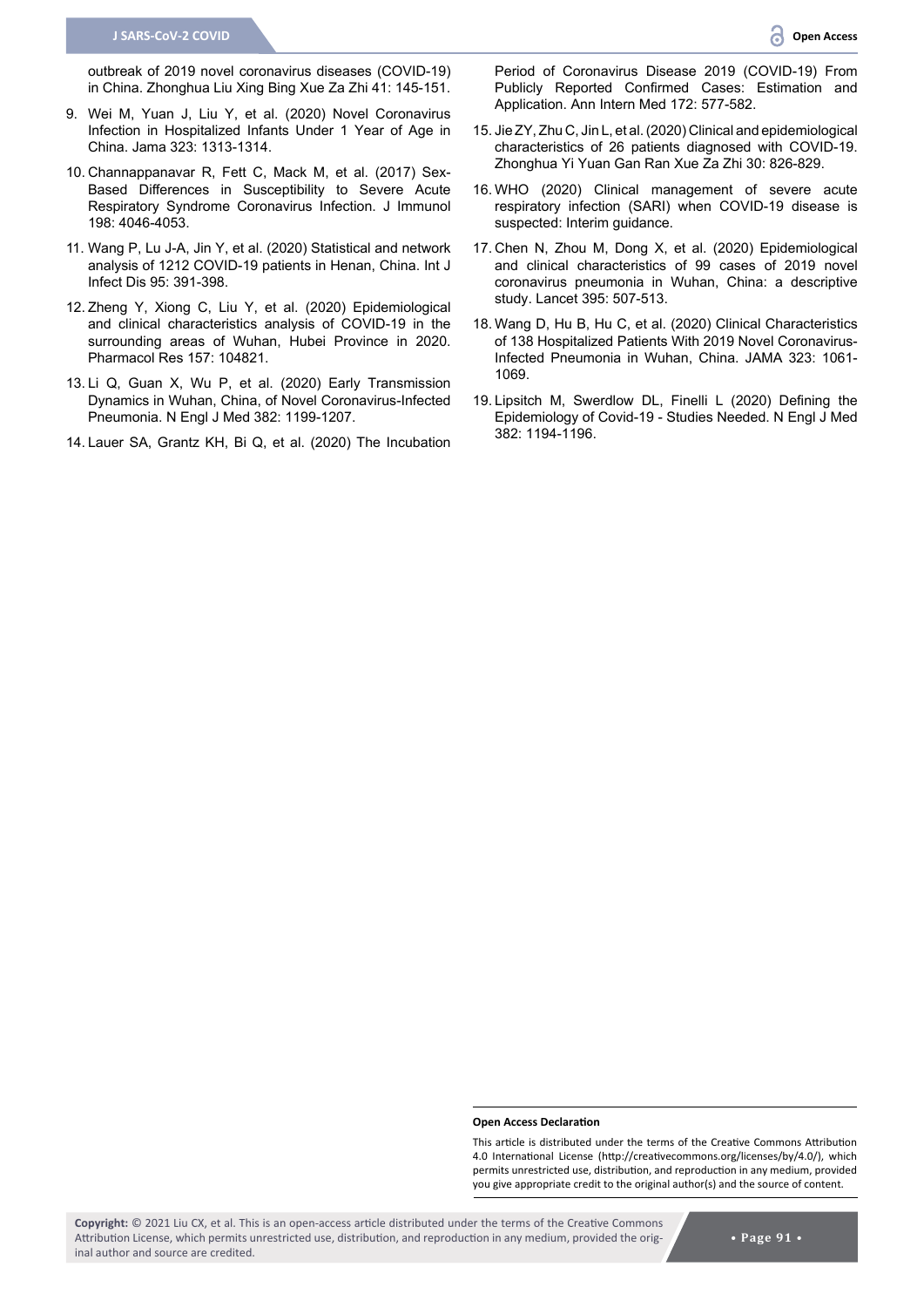outbreak of 2019 novel coronavirus diseases (COVID-19) in China. Zhonghua Liu Xing Bing Xue Za Zhi 41: 145-151.

9. Wei M, Yuan J, Liu Y, et al. (2020) Novel Coronavirus Infection in Hospitalized Infants Under 1 Year of Age in China. Jama 323: 1313-1314.

10. Channappanavar R, Fett C, Mack M, et al. (2017) Sex-Based Differences in Susceptibility to Severe Acute Respiratory Syndrome Coronavirus Infection. J Immunol 198: 4046-4053.

11. Wang P, Lu J-A, Jin Y, et al. (2020) Statistical and network analysis of 1212 COVID-19 patients in Henan, China. Int J Infect Dis 95: 391-398.

12. Zheng Y, Xiong C, Liu Y, et al. (2020) Epidemiological and clinical characteristics analysis of COVID-19 in the surrounding areas of Wuhan, Hubei Province in 2020. Pharmacol Res 157: 104821.

13. Li Q, Guan X, Wu P, et al. (2020) Early Transmission Dynamics in Wuhan, China, of Novel Coronavirus-Infected Pneumonia. N Engl J Med 382: 1199-1207.

14. Lauer SA, Grantz KH, Bi Q, et al. (2020) The Incubation Period of Coronavirus Disease 2019 (COVID-19) From Publicly Reported Confirmed Cases: Estimation and Application. Ann Intern Med 172: 577-582.

15. Jie ZY, Zhu C, Jin L, et al. (2020) Clinical and epidemiological characteristics of 26 patients diagnosed with COVID-19. Zhonghua Yi Yuan Gan Ran Xue Za Zhi 30: 826-829.

16. WHO (2020) Clinical management of severe acute respiratory infection (SARI) when COVID-19 disease is suspected: Interim guidance.

17. Chen N, Zhou M, Dong X, et al. (2020) Epidemiological and clinical characteristics of 99 cases of 2019 novel coronavirus pneumonia in Wuhan, China: a descriptive study. Lancet 395: 507-513.

18. Wang D, Hu B, Hu C, et al. (2020) Clinical Characteristics of 138 Hospitalized Patients With 2019 Novel Coronavirus-Infected Pneumonia in Wuhan, China. JAMA 323: 1061-1069.

19. Lipsitch M, Swerdlow DL, Finelli L (2020) Defining the Epidemiology of Covid-19 - Studies Needed. N Engl J Med 382: 1194-1196.

**Open Access Declaration**

This article is distributed under the terms of the Creative Commons Attribution 4.0 International License (http://creativecommons.org/licenses/by/4.0/), which permits unrestricted use, distribution, and reproduction in any medium, provided you give appropriate credit to the original author(s) and the source of content.

**Copyright:** © 2021 Liu CX, et al. This is an open-access article distributed under the terms of the Creative Commons Attribution License, which permits unrestricted use, distribution, and reproduction in any medium, provided the original author and source are credited.